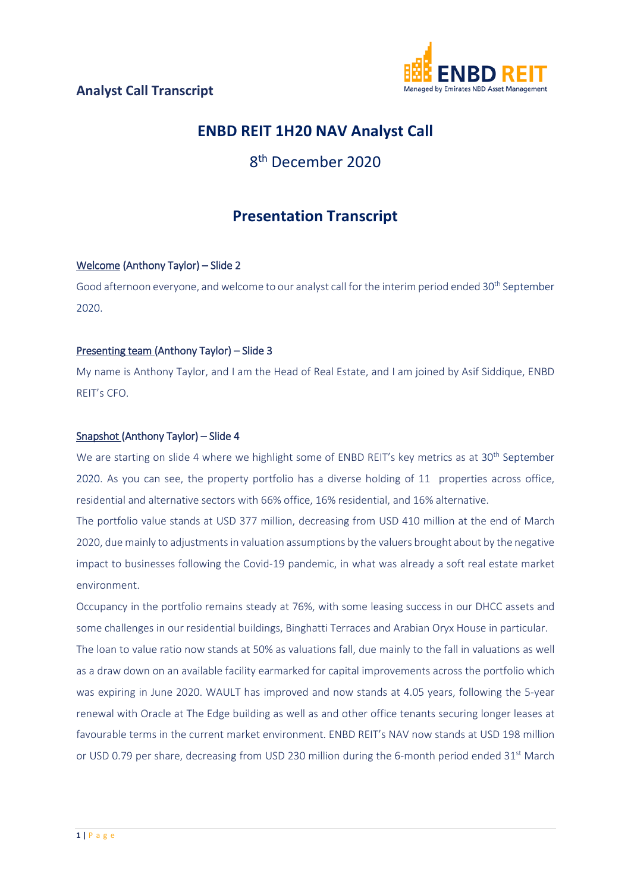**Analyst Call Transcript**

# ENBD REIT 1H20 NAV Analyst Call

8th December 2020

## Presentation Transcript

Welcome (Anthony Taylor) – Slide 2

Good afternoon everyone, and welcome to our analyst call for the interim period ended 30th September 2020.

Presenting team (Anthony Taylor) – Slide 3

My name is Anthony Taylor, and I am the Head of Real Estate, and I am joined by Asif Siddique, ENBD REIT's CFO.

Snapshot (Anthony Taylor) – Slide 4

We are starting on slide 4 where we highlight some of ENBD REIT's key metrics as at 30th September 2020. As you can see, the property portfolio has a diverse holding of 11 properties across office, residential and alternative sectors with 66% office, 16% residential, and 16% alternative.

The portfolio value stands at USD 377 million, decreasing from USD 410 million at the end of March 2020, due mainly to adjustments in valuation assumptions by the valuers brought about by the negative impact to businesses following the Covid-19 pandemic, in what was already a soft real estate market environment.

Occupancy in the portfolio remains steady at 76%, with some leasing success in our DHCC assets and some challenges in our residential buildings, Binghatti Terraces and Arabian Oryx House in particular.

The loan to value ratio now stands at 50% as valuations fall, due mainly to the fall in valuations as well as a draw down on an available facility earmarked for capital improvements across the portfolio which was expiring in June 2020. WAULT has improved and now stands at 4.05 years, following the 5-year renewal with Oracle at The Edge building as well as and other office tenants securing longer leases at favourable terms in the current market environment. ENBD REIT's NAV now stands at USD 198 million or USD 0.79 per share, decreasing from USD 230 million during the 6-month period ended 31st March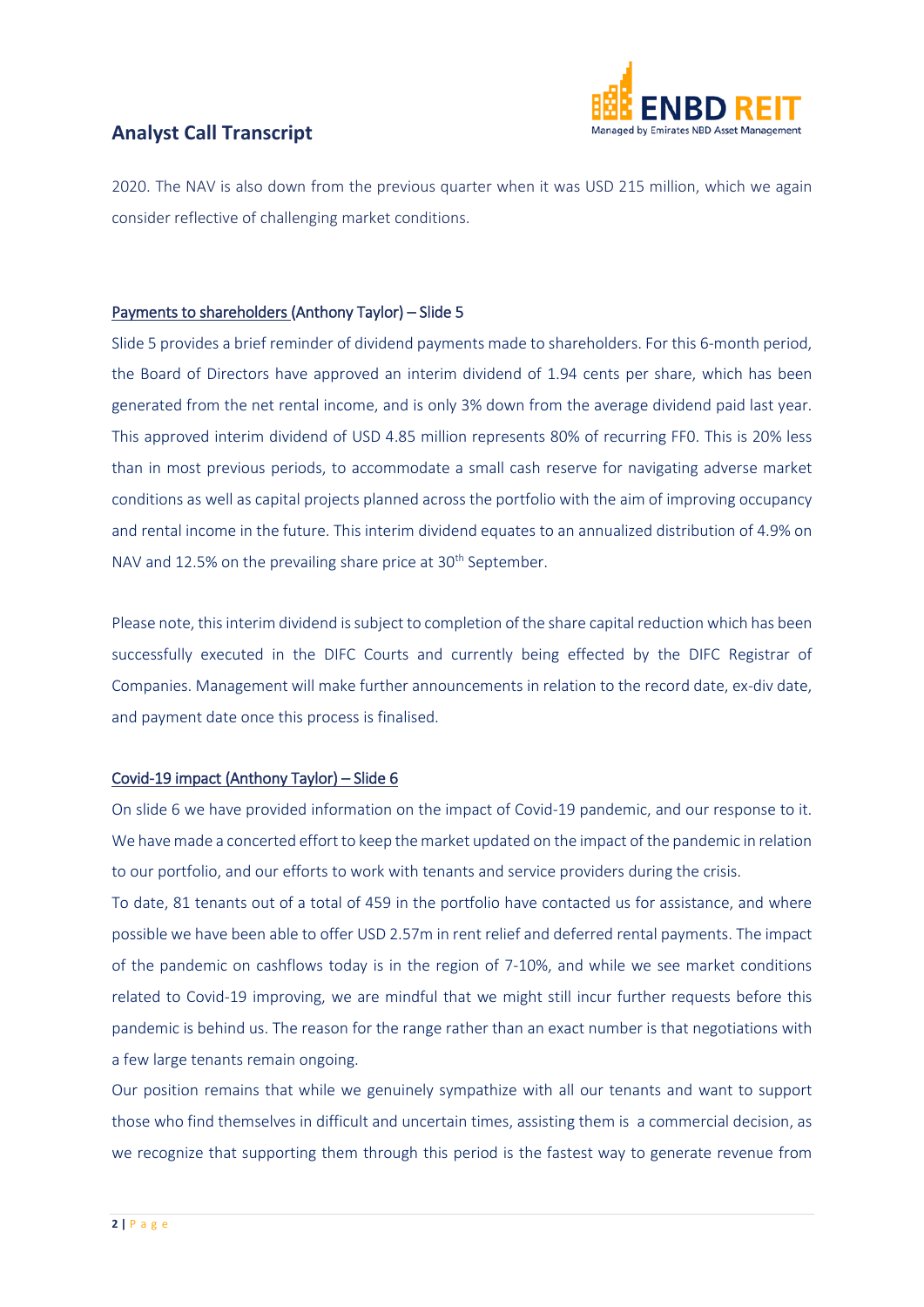2020. The NAV is also down from the previous quarter when it was USD 215 million, which we again consider reflective of challenging market conditions.

Payments to shareholders (Anthony Taylor) – Slide 5

Slide 5 provides a brief reminder of dividend payments made to shareholders. For this 6-month period, the Board of Directors have approved an interim dividend of 1.94 cents per share, which has been generated from the net rental income, and is only 3% down from the average dividend paid last year. This approved interim dividend of USD 4.85 million represents 80% of recurring FF0. This is 20% less than in most previous periods, to accommodate a small cash reserve for navigating adverse market conditions as well as capital projects planned across the portfolio with the aim of improving occupancy and rental income in the future. This interim dividend equates to an annualized distribution of 4.9% on NAV and 12.5% on the prevailing share price at 30th September.

Please note, this interim dividend is subject to completion of the share capital reduction which has been successfully executed in the DIFC Courts and currently being effected by the DIFC Registrar of Companies. Management will make further announcements in relation to the record date, ex-div date, and payment date once this process is finalised.

Covid-19 impact (Anthony Taylor) – Slide 6

On slide 6 we have provided information on the impact of Covid-19 pandemic, and our response to it. We have made a concerted effort to keep the market updated on the impact of the pandemic in relation to our portfolio, and our efforts to work with tenants and service providers during the crisis.

To date, 81 tenants out of a total of 459 in the portfolio have contacted us for assistance, and where possible we have been able to offer USD 2.57m in rent relief and deferred rental payments. The impact of the pandemic on cashflows today is in the region of 7-10%, and while we see market conditions related to Covid-19 improving, we are mindful that we might still incur further requests before this pandemic is behind us. The reason for the range rather than an exact number is that negotiations with a few large tenants remain ongoing.

Our position remains that while we genuinely sympathize with all our tenants and want to support those who find themselves in difficult and uncertain times, assisting them is a commercial decision, as we recognize that supporting them through this period is the fastest way to generate revenue from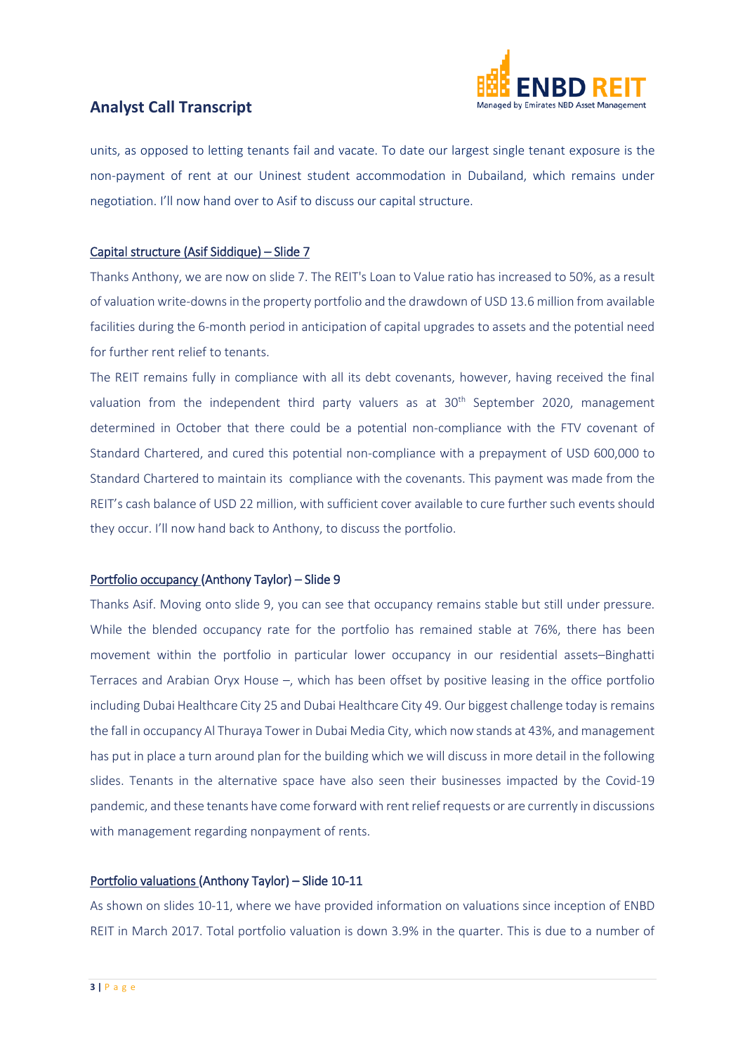units, as opposed to letting tenants fail and vacate. To date our largest single tenant exposure is the non-payment of rent at our Uninest student accommodation in Dubailand, which remains under negotiation. I'll now hand over to Asif to discuss our capital structure.

## Capital structure (Asif Siddique) – Slide 7

Thanks Anthony, we are now on slide 7. The REIT's Loan to Value ratio has increased to 50%, as a result of valuation write-downs in the property portfolio and the drawdown of USD 13.6 million from available facilities during the 6-month period in anticipation of capital upgrades to assets and the potential need for further rent relief to tenants.

The REIT remains fully in compliance with all its debt covenants, however, having received the final valuation from the independent third party valuers as at 30th September 2020, management determined in October that there could be a potential non-compliance with the FTV covenant of Standard Chartered, and cured this potential non-compliance with a prepayment of USD 600,000 to Standard Chartered to maintain its compliance with the covenants. This payment was made from the REIT's cash balance of USD 22 million, with sufficient cover available to cure further such events should they occur. I'll now hand back to Anthony, to discuss the portfolio.

## Portfolio occupancy (Anthony Taylor) – Slide 9

Thanks Asif. Moving onto slide 9, you can see that occupancy remains stable but still under pressure. While the blended occupancy rate for the portfolio has remained stable at 76%, there has been movement within the portfolio in particular lower occupancy in our residential assets–Binghatti Terraces and Arabian Oryx House –, which has been offset by positive leasing in the office portfolio including Dubai Healthcare City 25 and Dubai Healthcare City 49. Our biggest challenge today is remains the fall in occupancy Al Thuraya Tower in Dubai Media City, which now stands at 43%, and management has put in place a turn around plan for the building which we will discuss in more detail in the following slides. Tenants in the alternative space have also seen their businesses impacted by the Covid-19 pandemic, and these tenants have come forward with rent relief requests or are currently in discussions with management regarding nonpayment of rents.

## Portfolio valuations (Anthony Taylor) – Slide 10-11

As shown on slides 10-11, where we have provided information on valuations since inception of ENBD REIT in March 2017. Total portfolio valuation is down 3.9% in the quarter. This is due to a number of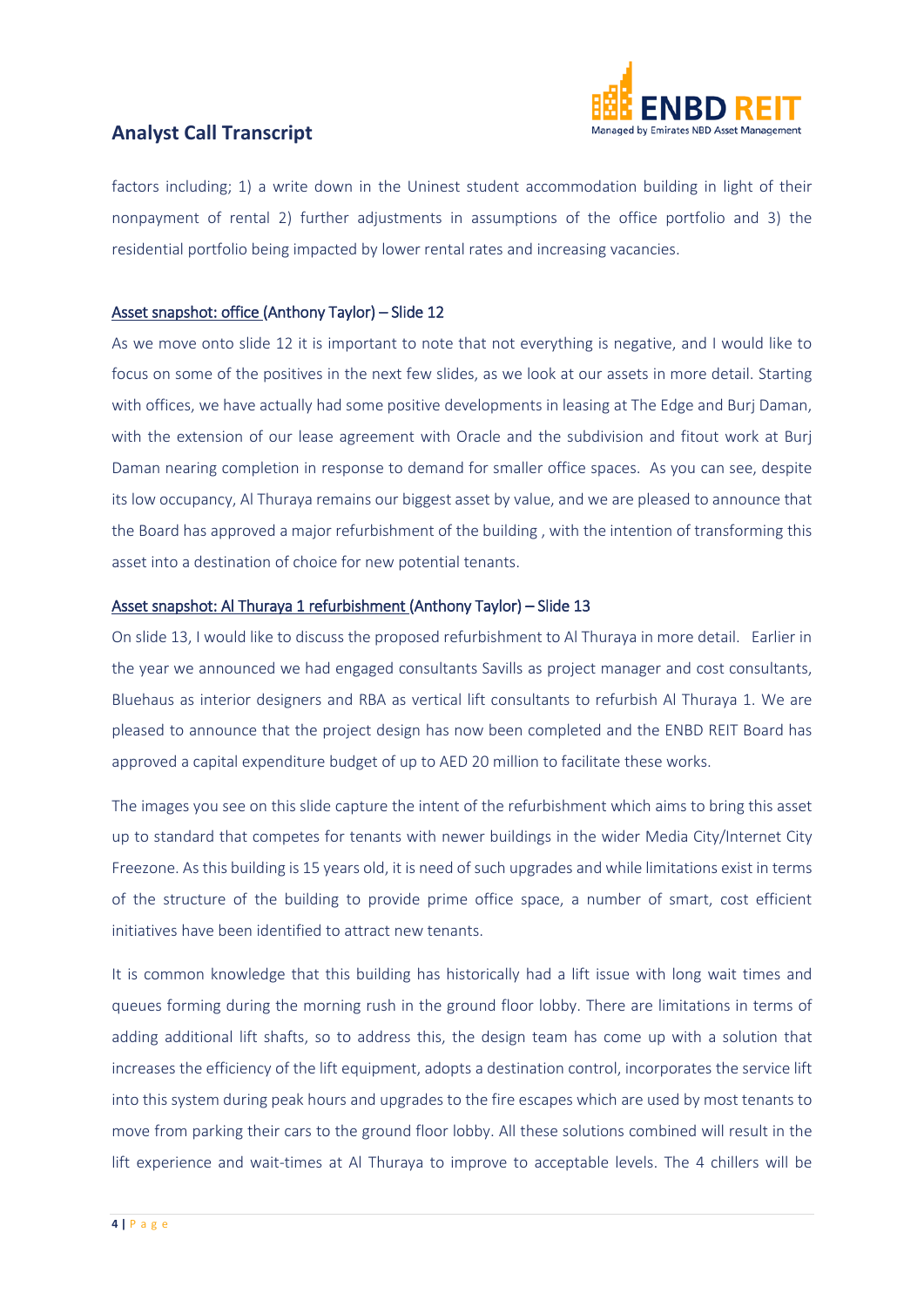factors including; 1) a write down in the Uninest student accommodation building in light of their nonpayment of rental 2) further adjustments in assumptions of the office portfolio and 3) the residential portfolio being impacted by lower rental rates and increasing vacancies.

### Asset snapshot: office (Anthony Taylor) – Slide 12

As we move onto slide 12 it is important to note that not everything is negative, and I would like to focus on some of the positives in the next few slides, as we look at our assets in more detail. Starting with offices, we have actually had some positive developments in leasing at The Edge and Burj Daman, with the extension of our lease agreement with Oracle and the subdivision and fitout work at Burj Daman nearing completion in response to demand for smaller office spaces. As you can see, despite its low occupancy, Al Thuraya remains our biggest asset by value, and we are pleased to announce that the Board has approved a major refurbishment of the building , with the intention of transforming this asset into a destination of choice for new potential tenants.

### Asset snapshot: Al Thuraya 1 refurbishment (Anthony Taylor) – Slide 13

On slide 13, I would like to discuss the proposed refurbishment to Al Thuraya in more detail. Earlier in the year we announced we had engaged consultants Savills as project manager and cost consultants, Bluehaus as interior designers and RBA as vertical lift consultants to refurbish Al Thuraya 1. We are pleased to announce that the project design has now been completed and the ENBD REIT Board has approved a capital expenditure budget of up to AED 20 million to facilitate these works.

The images you see on this slide capture the intent of the refurbishment which aims to bring this asset up to standard that competes for tenants with newer buildings in the wider Media City/Internet City Freezone. As this building is 15 years old, it is need of such upgrades and while limitations exist in terms of the structure of the building to provide prime office space, a number of smart, cost efficient initiatives have been identified to attract new tenants.

It is common knowledge that this building has historically had a lift issue with long wait times and queues forming during the morning rush in the ground floor lobby. There are limitations in terms of adding additional lift shafts, so to address this, the design team has come up with a solution that increases the efficiency of the lift equipment, adopts a destination control, incorporates the service lift into this system during peak hours and upgrades to the fire escapes which are used by most tenants to move from parking their cars to the ground floor lobby. All these solutions combined will result in the lift experience and wait-times at Al Thuraya to improve to acceptable levels. The 4 chillers will be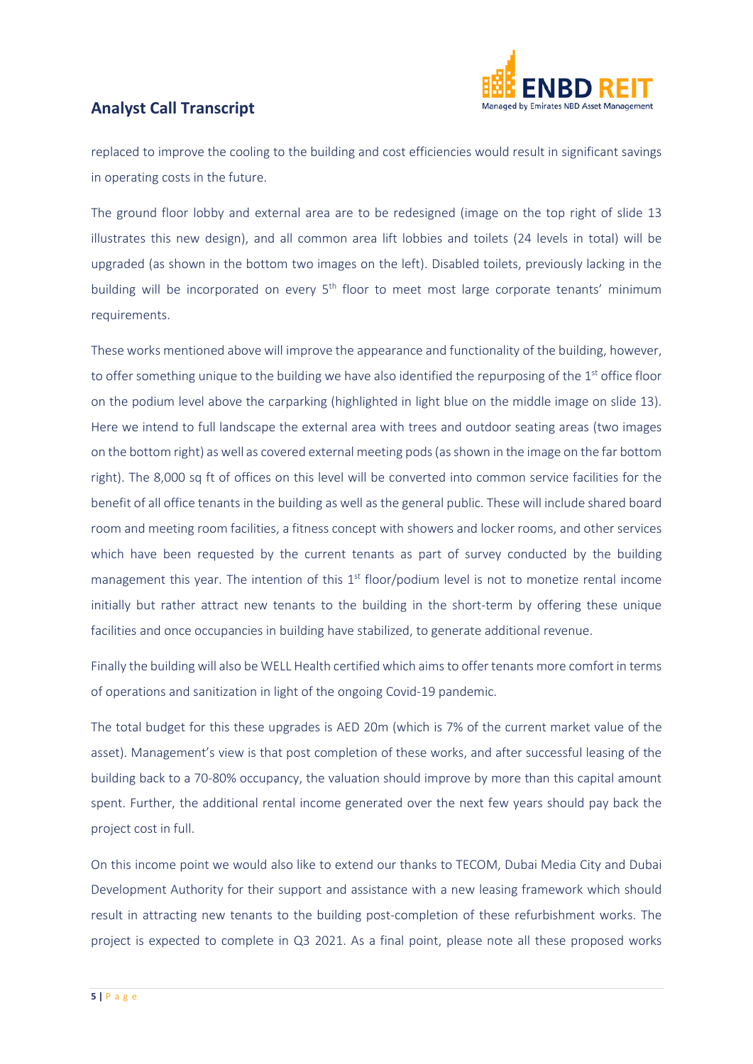replaced to improve the cooling to the building and cost efficiencies would result in significant savings in operating costs in the future.

The ground floor lobby and external area are to be redesigned (image on the top right of slide 13 illustrates this new design), and all common area lift lobbies and toilets (24 levels in total) will be upgraded (as shown in the bottom two images on the left). Disabled toilets, previously lacking in the building will be incorporated on every 5th floor to meet most large corporate tenants' minimum requirements.

These works mentioned above will improve the appearance and functionality of the building, however, to offer something unique to the building we have also identified the repurposing of the 1st office floor on the podium level above the carparking (highlighted in light blue on the middle image on slide 13). Here we intend to full landscape the external area with trees and outdoor seating areas (two images on the bottom right) as well as covered external meeting pods (as shown in the image on the far bottom right). The 8,000 sq ft of offices on this level will be converted into common service facilities for the benefit of all office tenants in the building as well as the general public. These will include shared board room and meeting room facilities, a fitness concept with showers and locker rooms, and other services which have been requested by the current tenants as part of survey conducted by the building management this year. The intention of this 1st floor/podium level is not to monetize rental income initially but rather attract new tenants to the building in the short-term by offering these unique facilities and once occupancies in building have stabilized, to generate additional revenue.

Finally the building will also be WELL Health certified which aims to offer tenants more comfort in terms of operations and sanitization in light of the ongoing Covid-19 pandemic.

The total budget for this these upgrades is AED 20m (which is 7% of the current market value of the asset). Management's view is that post completion of these works, and after successful leasing of the building back to a 70-80% occupancy, the valuation should improve by more than this capital amount spent. Further, the additional rental income generated over the next few years should pay back the project cost in full.

On this income point we would also like to extend our thanks to TECOM, Dubai Media City and Dubai Development Authority for their support and assistance with a new leasing framework which should result in attracting new tenants to the building post-completion of these refurbishment works. The project is expected to complete in Q3 2021. As a final point, please note all these proposed works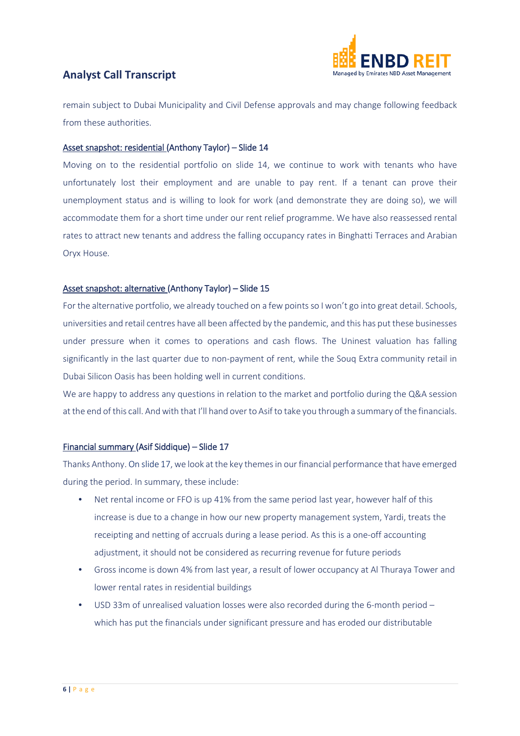remain subject to Dubai Municipality and Civil Defense approvals and may change following feedback from these authorities.

**Asset snapshot: residential (Anthony Taylor) – Slide 14**

Moving on to the residential portfolio on slide 14, we continue to work with tenants who have unfortunately lost their employment and are unable to pay rent. If a tenant can prove their unemployment status and is willing to look for work (and demonstrate they are doing so), we will accommodate them for a short time under our rent relief programme. We have also reassessed rental rates to attract new tenants and address the falling occupancy rates in Binghatti Terraces and Arabian Oryx House.

**Asset snapshot: alternative (Anthony Taylor) – Slide 15**

For the alternative portfolio, we already touched on a few points so I won't go into great detail. Schools, universities and retail centres have all been affected by the pandemic, and this has put these businesses under pressure when it comes to operations and cash flows. The Uninest valuation has falling significantly in the last quarter due to non-payment of rent, while the Souq Extra community retail in Dubai Silicon Oasis has been holding well in current conditions.

We are happy to address any questions in relation to the market and portfolio during the Q&A session at the end of this call. And with that I'll hand over to Asif to take you through a summary of the financials.

**Financial summary (Asif Siddique) – Slide 17**

Thanks Anthony. On slide 17, we look at the key themes in our financial performance that have emerged during the period. In summary, these include:

- Net rental income or FFO is up 41% from the same period last year, however half of this increase is due to a change in how our new property management system, Yardi, treats the receipting and netting of accruals during a lease period. As this is a one-off accounting adjustment, it should not be considered as recurring revenue for future periods
- Gross income is down 4% from last year, a result of lower occupancy at Al Thuraya Tower and lower rental rates in residential buildings
- USD 33m of unrealised valuation losses were also recorded during the 6-month period – which has put the financials under significant pressure and has eroded our distributable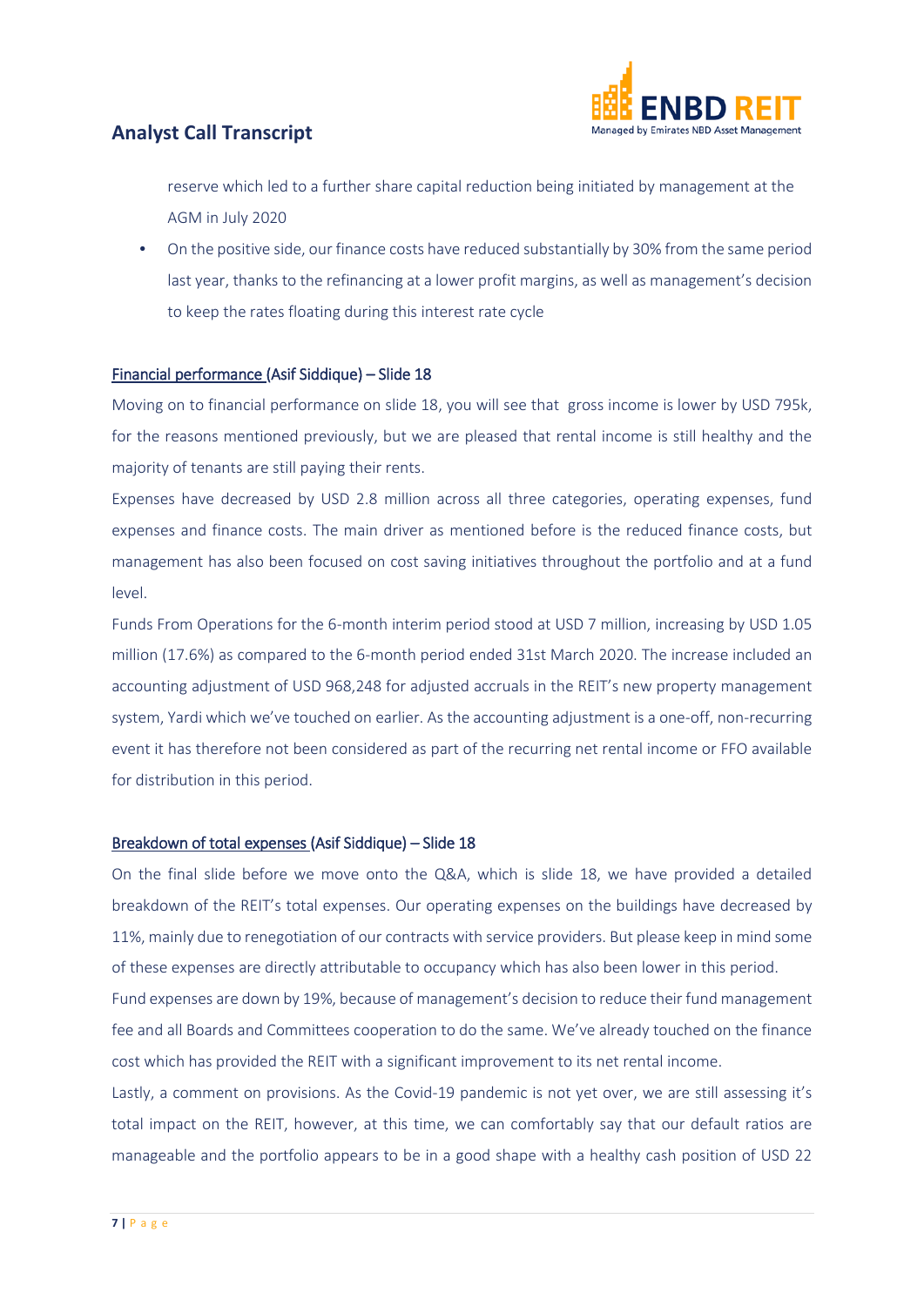reserve which led to a further share capital reduction being initiated by management at the AGM in July 2020

- On the positive side, our finance costs have reduced substantially by 30% from the same period last year, thanks to the refinancing at a lower profit margins, as well as management's decision to keep the rates floating during this interest rate cycle

<u>Financial performance</u> (Asif Siddique) – Slide 18

Moving on to financial performance on slide 18, you will see that gross income is lower by USD 795k, for the reasons mentioned previously, but we are pleased that rental income is still healthy and the majority of tenants are still paying their rents.

Expenses have decreased by USD 2.8 million across all three categories, operating expenses, fund expenses and finance costs. The main driver as mentioned before is the reduced finance costs, but management has also been focused on cost saving initiatives throughout the portfolio and at a fund level.

Funds From Operations for the 6-month interim period stood at USD 7 million, increasing by USD 1.05 million (17.6%) as compared to the 6-month period ended 31st March 2020. The increase included an accounting adjustment of USD 968,248 for adjusted accruals in the REIT's new property management system, Yardi which we've touched on earlier. As the accounting adjustment is a one-off, non-recurring event it has therefore not been considered as part of the recurring net rental income or FFO available for distribution in this period.

<u>Breakdown of total expenses</u> (Asif Siddique) – Slide 18

On the final slide before we move onto the Q&A, which is slide 18, we have provided a detailed breakdown of the REIT's total expenses. Our operating expenses on the buildings have decreased by 11%, mainly due to renegotiation of our contracts with service providers. But please keep in mind some of these expenses are directly attributable to occupancy which has also been lower in this period.

Fund expenses are down by 19%, because of management's decision to reduce their fund management fee and all Boards and Committees cooperation to do the same. We've already touched on the finance cost which has provided the REIT with a significant improvement to its net rental income.

Lastly, a comment on provisions. As the Covid-19 pandemic is not yet over, we are still assessing it's total impact on the REIT, however, at this time, we can comfortably say that our default ratios are manageable and the portfolio appears to be in a good shape with a healthy cash position of USD 22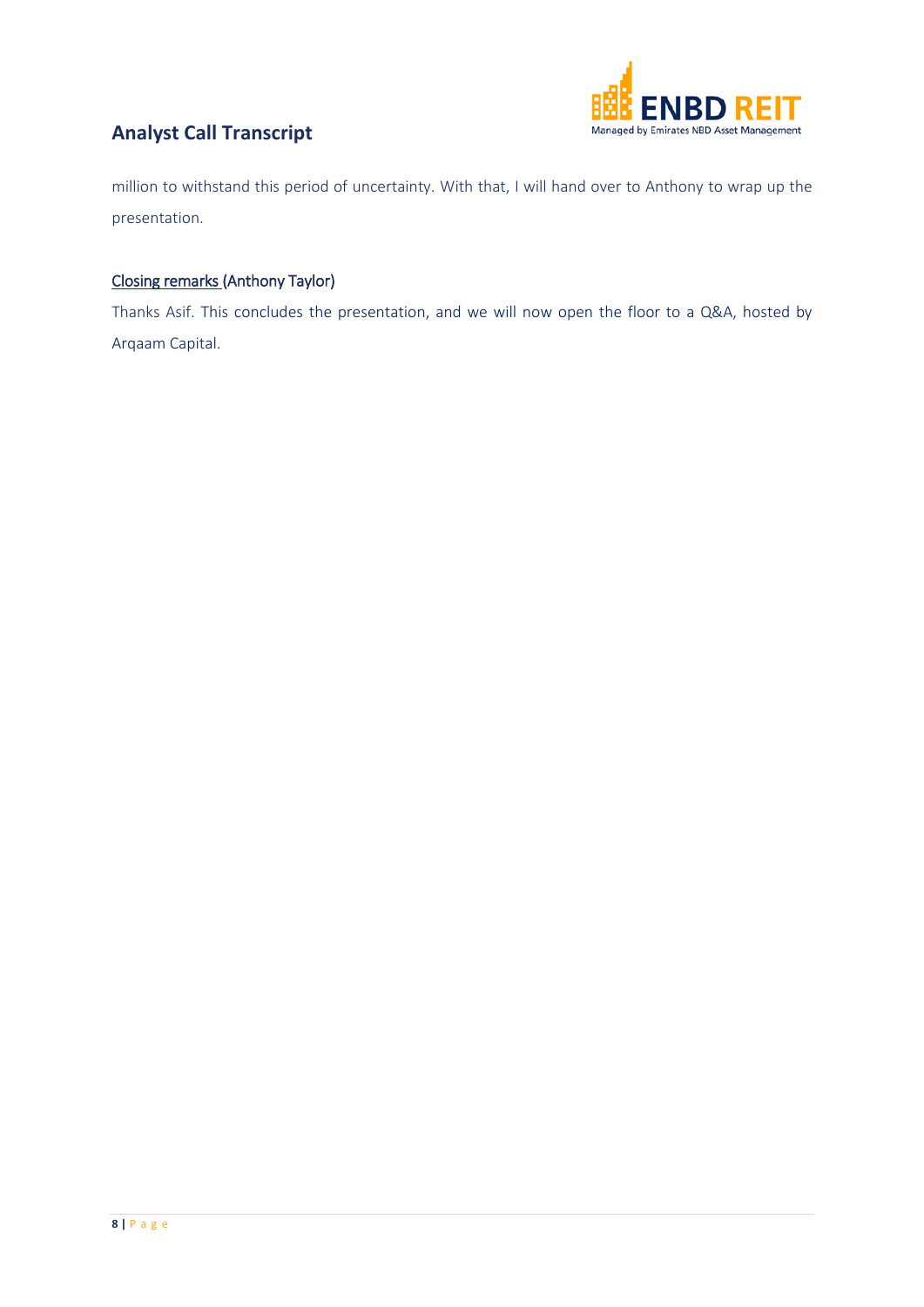million to withstand this period of uncertainty. With that, I will hand over to Anthony to wrap up the presentation.

### Closing remarks (Anthony Taylor)

Thanks Asif. This concludes the presentation, and we will now open the floor to a Q&A, hosted by Arqaam Capital.